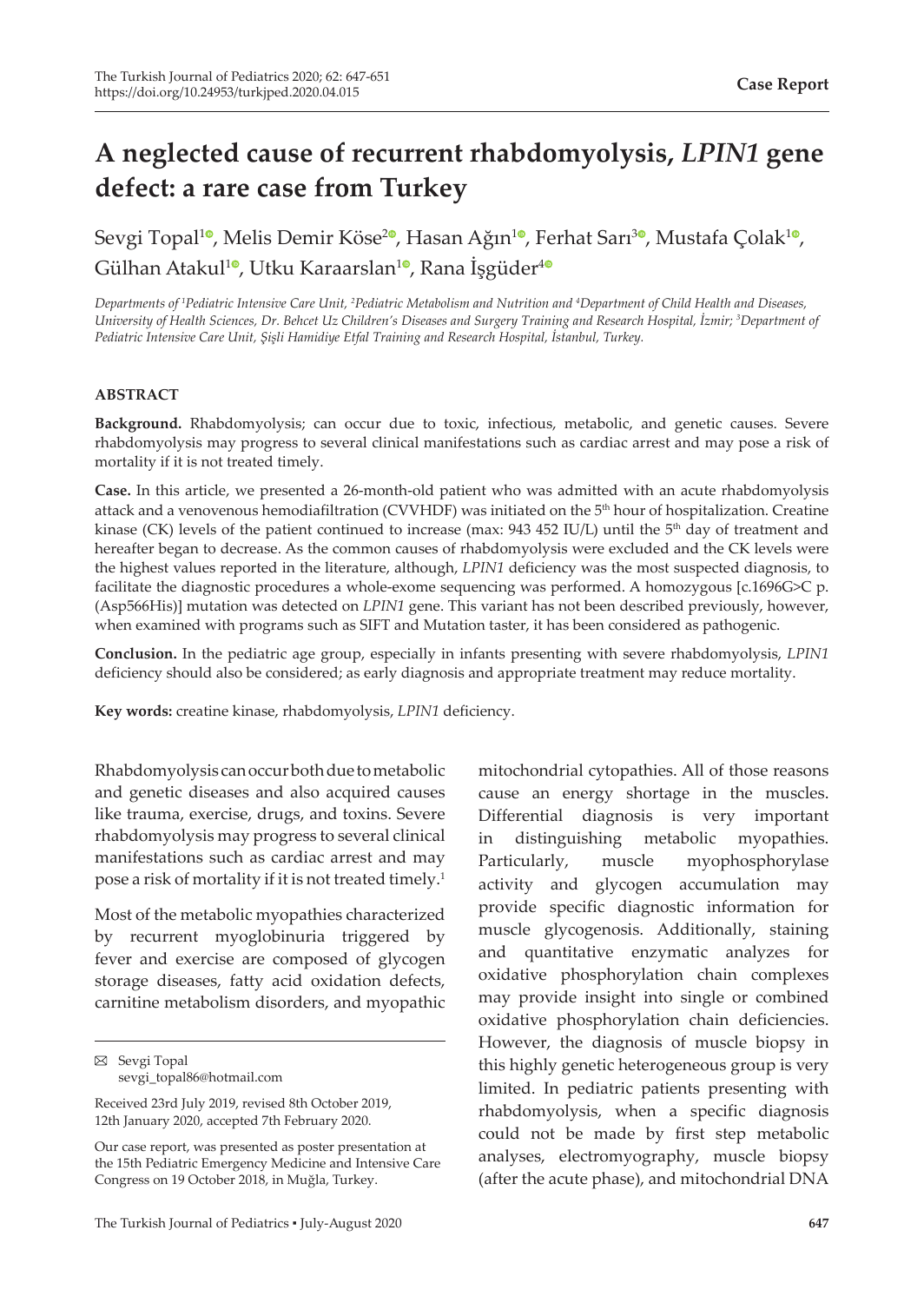**Case Report**

# A neglected cause of recurrent rhabdomyolysis, *LPIN1* gene defect: a rare case from Turkey

Sevgi Topal[1], Melis Demir Köse[2], Hasan Ağın[1], Ferhat Sarı[3], Mustafa Çolak[1], Gülhan Atakul[1], Utku Karaarslan[1], Rana İşgüder[4]

*Departments of [1]Pediatric Intensive Care Unit, [2]Pediatric Metabolism and Nutrition and [4]Department of Child Health and Diseases, University of Health Sciences, Dr. Behcet Uz Children's Diseases and Surgery Training and Research Hospital, İzmir; [3]Department of Pediatric Intensive Care Unit, Şişli Hamidiye Etfal Training and Research Hospital, İstanbul, Turkey.*

## ABSTRACT

**Background.** Rhabdomyolysis; can occur due to toxic, infectious, metabolic, and genetic causes. Severe rhabdomyolysis may progress to several clinical manifestations such as cardiac arrest and may pose a risk of mortality if it is not treated timely.

**Case.** In this article, we presented a 26-month-old patient who was admitted with an acute rhabdomyolysis attack and a venovenous hemodiafiltration (CVVHDF) was initiated on the 5[th] hour of hospitalization. Creatine kinase (CK) levels of the patient continued to increase (max: 943 452 IU/L) until the 5[th] day of treatment and hereafter began to decrease. As the common causes of rhabdomyolysis were excluded and the CK levels were the highest values reported in the literature, although, *LPIN1* deficiency was the most suspected diagnosis, to facilitate the diagnostic procedures a whole-exome sequencing was performed. A homozygous [c.1696G>C p.(Asp566His)] mutation was detected on *LPIN1* gene. This variant has not been described previously, however, when examined with programs such as SIFT and Mutation taster, it has been considered as pathogenic.

**Conclusion.** In the pediatric age group, especially in infants presenting with severe rhabdomyolysis, *LPIN1* deficiency should also be considered; as early diagnosis and appropriate treatment may reduce mortality.

**Key words:** creatine kinase, rhabdomyolysis, *LPIN1* deficiency.

Rhabdomyolysis can occur both due to metabolic and genetic diseases and also acquired causes like trauma, exercise, drugs, and toxins. Severe rhabdomyolysis may progress to several clinical manifestations such as cardiac arrest and may pose a risk of mortality if it is not treated timely.[1]

Most of the metabolic myopathies characterized by recurrent myoglobinuria triggered by fever and exercise are composed of glycogen storage diseases, fatty acid oxidation defects, carnitine metabolism disorders, and myopathic mitochondrial cytopathies. All of those reasons cause an energy shortage in the muscles. Differential diagnosis is very important in distinguishing metabolic myopathies. Particularly, muscle myophosphorylase activity and glycogen accumulation may provide specific diagnostic information for muscle glycogenosis. Additionally, staining and quantitative enzymatic analyzes for oxidative phosphorylation chain complexes may provide insight into single or combined oxidative phosphorylation chain deficiencies. However, the diagnosis of muscle biopsy in this highly genetic heterogeneous group is very limited. In pediatric patients presenting with rhabdomyolysis, when a specific diagnosis could not be made by first step metabolic analyses, electromyography, muscle biopsy (after the acute phase), and mitochondrial DNA

✉ Sevgi Topal
sevgi_topal86@hotmail.com

Received 23rd July 2019, revised 8th October 2019, 12th January 2020, accepted 7th February 2020.

Our case report, was presented as poster presentation at the 15th Pediatric Emergency Medicine and Intensive Care Congress on 19 October 2018, in Muğla, Turkey.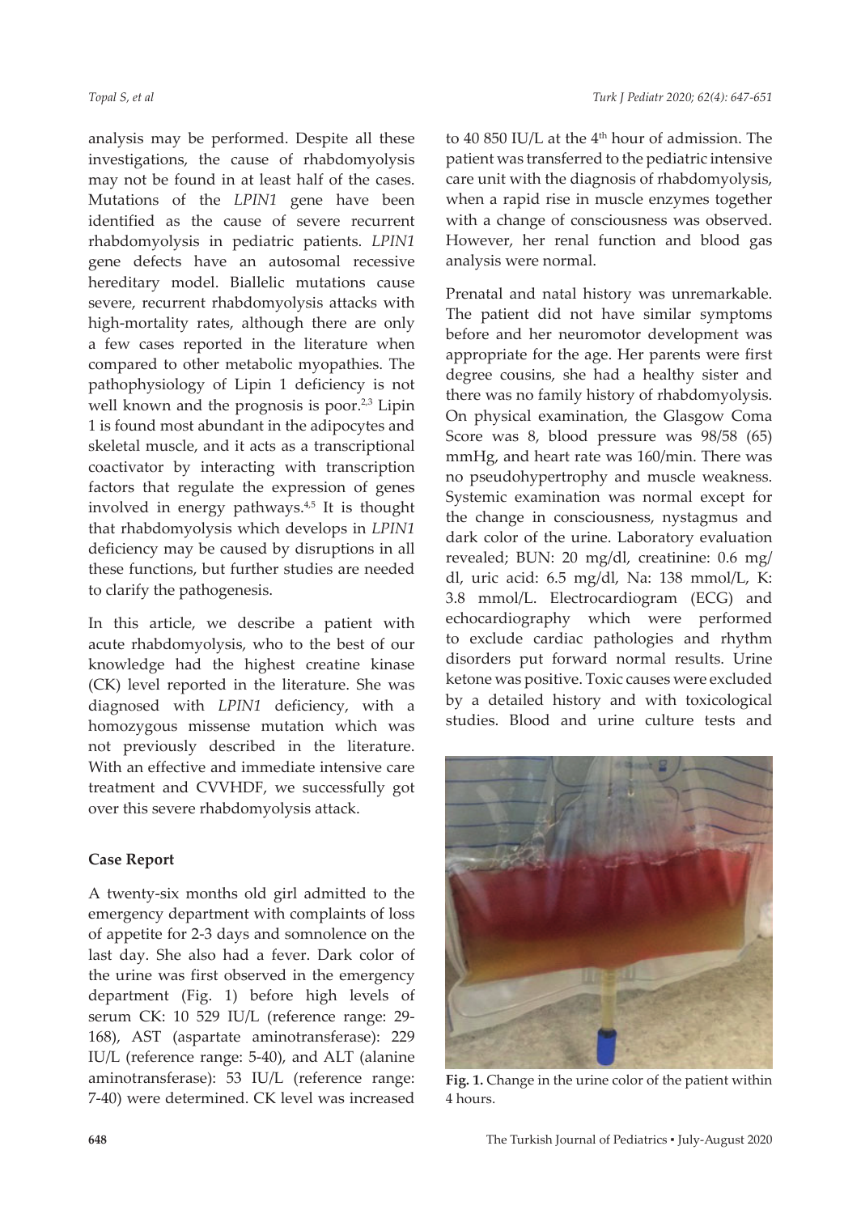analysis may be performed. Despite all these investigations, the cause of rhabdomyolysis may not be found in at least half of the cases. Mutations of the *LPIN1* gene have been identified as the cause of severe recurrent rhabdomyolysis in pediatric patients. *LPIN1* gene defects have an autosomal recessive hereditary model. Biallelic mutations cause severe, recurrent rhabdomyolysis attacks with high-mortality rates, although there are only a few cases reported in the literature when compared to other metabolic myopathies. The pathophysiology of Lipin 1 deficiency is not well known and the prognosis is poor.[2,3] Lipin 1 is found most abundant in the adipocytes and skeletal muscle, and it acts as a transcriptional coactivator by interacting with transcription factors that regulate the expression of genes involved in energy pathways.[4,5] It is thought that rhabdomyolysis which develops in *LPIN1* deficiency may be caused by disruptions in all these functions, but further studies are needed to clarify the pathogenesis.

In this article, we describe a patient with acute rhabdomyolysis, who to the best of our knowledge had the highest creatine kinase (CK) level reported in the literature. She was diagnosed with *LPIN1* deficiency, with a homozygous missense mutation which was not previously described in the literature. With an effective and immediate intensive care treatment and CVVHDF, we successfully got over this severe rhabdomyolysis attack.

## Case Report

A twenty-six months old girl admitted to the emergency department with complaints of loss of appetite for 2-3 days and somnolence on the last day. She also had a fever. Dark color of the urine was first observed in the emergency department (Fig. 1) before high levels of serum CK: 10 529 IU/L (reference range: 29-168), AST (aspartate aminotransferase): 229 IU/L (reference range: 5-40), and ALT (alanine aminotransferase): 53 IU/L (reference range: 7-40) were determined. CK level was increased to 40 850 IU/L at the 4$^{th}$ hour of admission. The patient was transferred to the pediatric intensive care unit with the diagnosis of rhabdomyolysis, when a rapid rise in muscle enzymes together with a change of consciousness was observed. However, her renal function and blood gas analysis were normal.

Prenatal and natal history was unremarkable. The patient did not have similar symptoms before and her neuromotor development was appropriate for the age. Her parents were first degree cousins, she had a healthy sister and there was no family history of rhabdomyolysis. On physical examination, the Glasgow Coma Score was 8, blood pressure was 98/58 (65) mmHg, and heart rate was 160/min. There was no pseudohypertrophy and muscle weakness. Systemic examination was normal except for the change in consciousness, nystagmus and dark color of the urine. Laboratory evaluation revealed; BUN: 20 mg/dl, creatinine: 0.6 mg/dl, uric acid: 6.5 mg/dl, Na: 138 mmol/L, K: 3.8 mmol/L. Electrocardiogram (ECG) and echocardiography which were performed to exclude cardiac pathologies and rhythm disorders put forward normal results. Urine ketone was positive. Toxic causes were excluded by a detailed history and with toxicological studies. Blood and urine culture tests and

**Fig. 1.** Change in the urine color of the patient within 4 hours.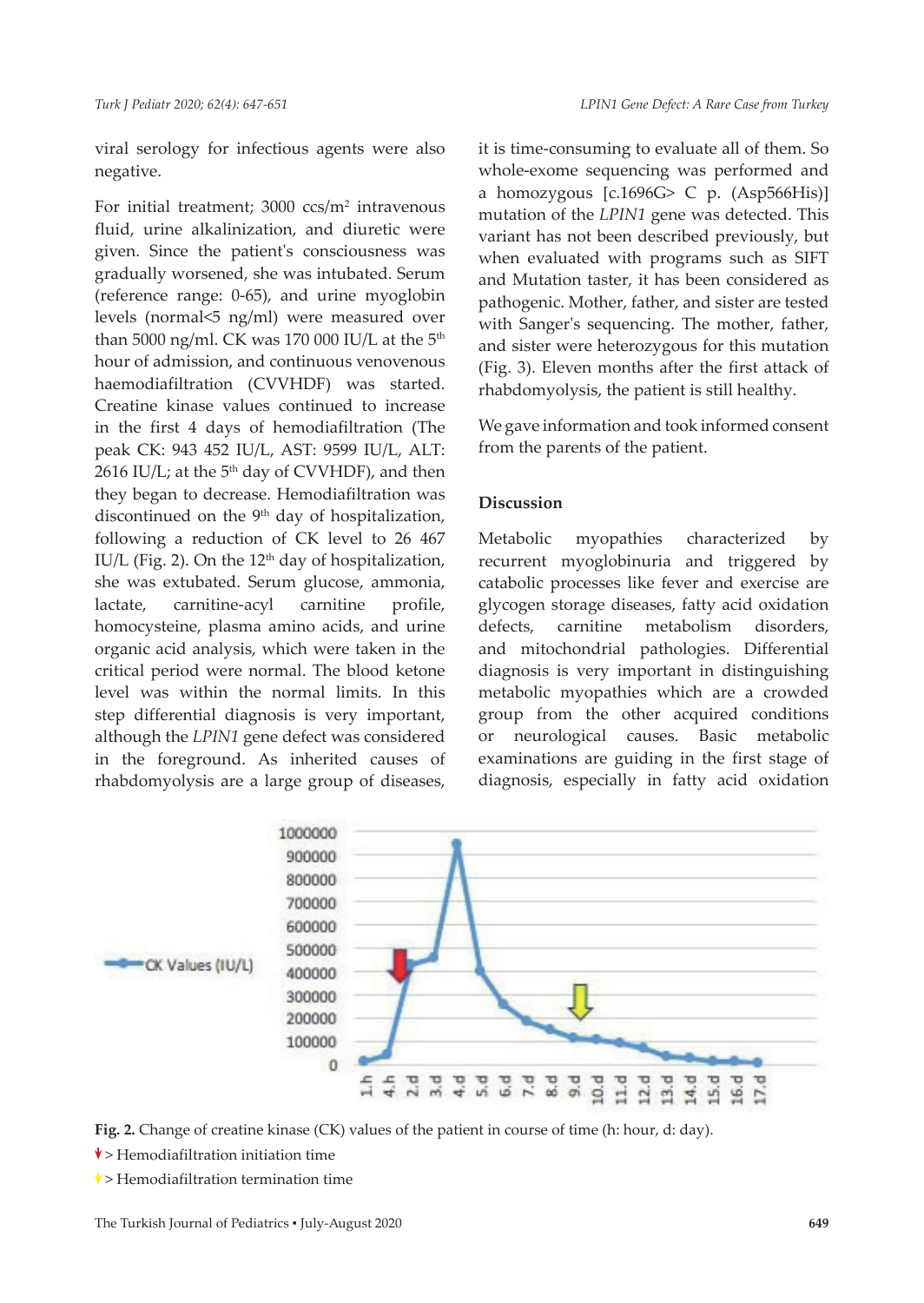viral serology for infectious agents were also negative.

For initial treatment; 3000 ccs/m$^2$ intravenous fluid, urine alkalinization, and diuretic were given. Since the patient's consciousness was gradually worsened, she was intubated. Serum (reference range: 0-65), and urine myoglobin levels (normal<5 ng/ml) were measured over than 5000 ng/ml. CK was 170 000 IU/L at the 5$^{th}$ hour of admission, and continuous venovenous haemodiafiltration (CVVHDF) was started. Creatine kinase values continued to increase in the first 4 days of hemodiafiltration (The peak CK: 943 452 IU/L, AST: 9599 IU/L, ALT: 2616 IU/L; at the 5$^{th}$ day of CVVHDF), and then they began to decrease. Hemodiafiltration was discontinued on the 9$^{th}$ day of hospitalization, following a reduction of CK level to 26 467 IU/L (Fig. 2). On the 12$^{th}$ day of hospitalization, she was extubated. Serum glucose, ammonia, lactate, carnitine-acyl carnitine profile, homocysteine, plasma amino acids, and urine organic acid analysis, which were taken in the critical period were normal. The blood ketone level was within the normal limits. In this step differential diagnosis is very important, although the *LPIN1* gene defect was considered in the foreground. As inherited causes of rhabdomyolysis are a large group of diseases, it is time-consuming to evaluate all of them. So whole-exome sequencing was performed and a homozygous [c.1696G> C p. (Asp566His)] mutation of the *LPIN1* gene was detected. This variant has not been described previously, but when evaluated with programs such as SIFT and Mutation taster, it has been considered as pathogenic. Mother, father, and sister are tested with Sanger's sequencing. The mother, father, and sister were heterozygous for this mutation (Fig. 3). Eleven months after the first attack of rhabdomyolysis, the patient is still healthy.

We gave information and took informed consent from the parents of the patient.

## Discussion

Metabolic myopathies characterized by recurrent myoglobinuria and triggered by catabolic processes like fever and exercise are glycogen storage diseases, fatty acid oxidation defects, carnitine metabolism disorders, and mitochondrial pathologies. Differential diagnosis is very important in distinguishing metabolic myopathies which are a crowded group from the other acquired conditions or neurological causes. Basic metabolic examinations are guiding in the first stage of diagnosis, especially in fatty acid oxidation

**Fig. 2.** Change of creatine kinase (CK) values of the patient in course of time (h: hour, d: day).

↓ > Hemodiafiltration initiation time

↓ > Hemodiafiltration termination time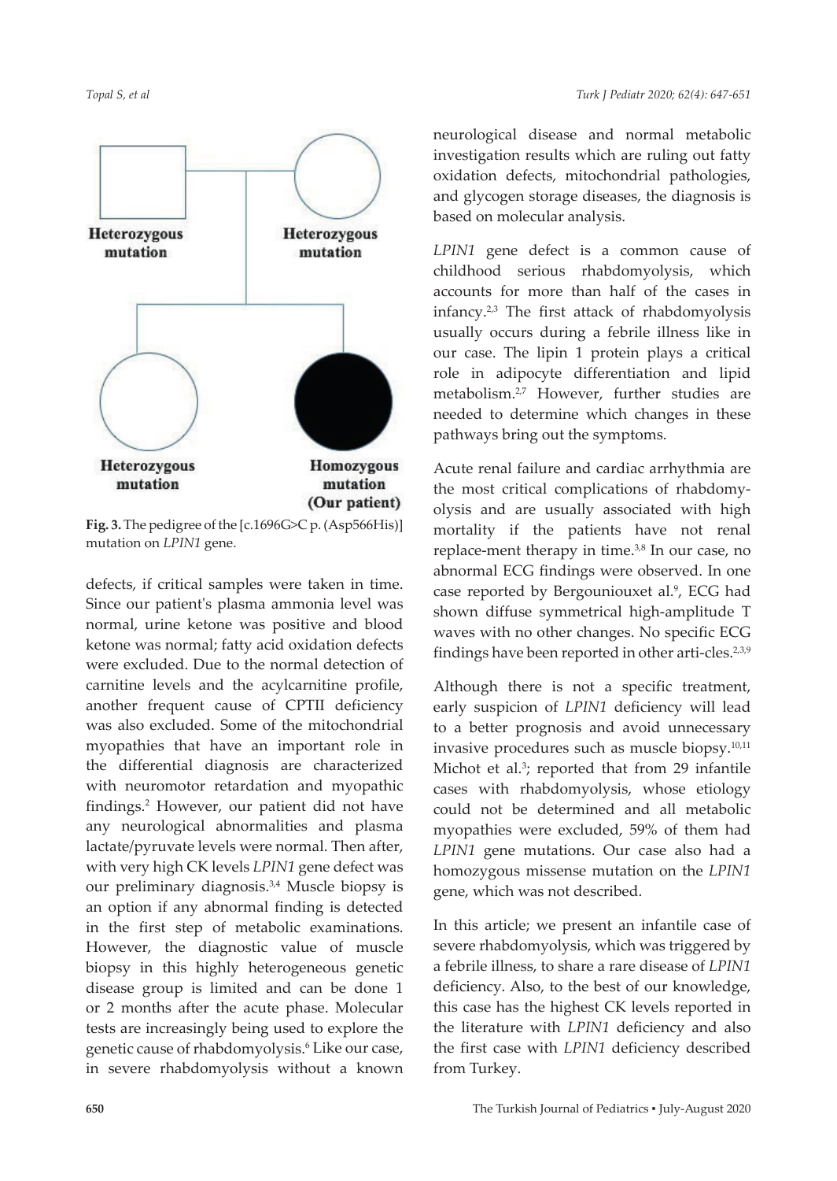Heterozygous mutation

Heterozygous mutation

Heterozygous mutation

Homozygous mutation (Our patient)

**Fig. 3.** The pedigree of the [c.1696G>C p. (Asp566His)] mutation on *LPIN1* gene.

defects, if critical samples were taken in time. Since our patient's plasma ammonia level was normal, urine ketone was positive and blood ketone was normal; fatty acid oxidation defects were excluded. Due to the normal detection of carnitine levels and the acylcarnitine profile, another frequent cause of CPTII deficiency was also excluded. Some of the mitochondrial myopathies that have an important role in the differential diagnosis are characterized with neuromotor retardation and myopathic findings.[2] However, our patient did not have any neurological abnormalities and plasma lactate/pyruvate levels were normal. Then after, with very high CK levels *LPIN1* gene defect was our preliminary diagnosis.[3,4] Muscle biopsy is an option if any abnormal finding is detected in the first step of metabolic examinations. However, the diagnostic value of muscle biopsy in this highly heterogeneous genetic disease group is limited and can be done 1 or 2 months after the acute phase. Molecular tests are increasingly being used to explore the genetic cause of rhabdomyolysis.[6] Like our case, in severe rhabdomyolysis without a known neurological disease and normal metabolic investigation results which are ruling out fatty oxidation defects, mitochondrial pathologies, and glycogen storage diseases, the diagnosis is based on molecular analysis.

*LPIN1* gene defect is a common cause of childhood serious rhabdomyolysis, which accounts for more than half of the cases in infancy.[2,3] The first attack of rhabdomyolysis usually occurs during a febrile illness like in our case. The lipin 1 protein plays a critical role in adipocyte differentiation and lipid metabolism.[2,7] However, further studies are needed to determine which changes in these pathways bring out the symptoms.

Acute renal failure and cardiac arrhythmia are the most critical complications of rhabdomyolysis and are usually associated with high mortality if the patients have not renal replace-ment therapy in time.[3,8] In our case, no abnormal ECG findings were observed. In one case reported by Bergouniouxet al.[9], ECG had shown diffuse symmetrical high-amplitude T waves with no other changes. No specific ECG findings have been reported in other arti-cles.[2,3,9]

Although there is not a specific treatment, early suspicion of *LPIN1* deficiency will lead to a better prognosis and avoid unnecessary invasive procedures such as muscle biopsy.[10,11] Michot et al.[3]; reported that from 29 infantile cases with rhabdomyolysis, whose etiology could not be determined and all metabolic myopathies were excluded, 59% of them had *LPIN1* gene mutations. Our case also had a homozygous missense mutation on the *LPIN1* gene, which was not described.

In this article; we present an infantile case of severe rhabdomyolysis, which was triggered by a febrile illness, to share a rare disease of *LPIN1* deficiency. Also, to the best of our knowledge, this case has the highest CK levels reported in the literature with *LPIN1* deficiency and also the first case with *LPIN1* deficiency described from Turkey.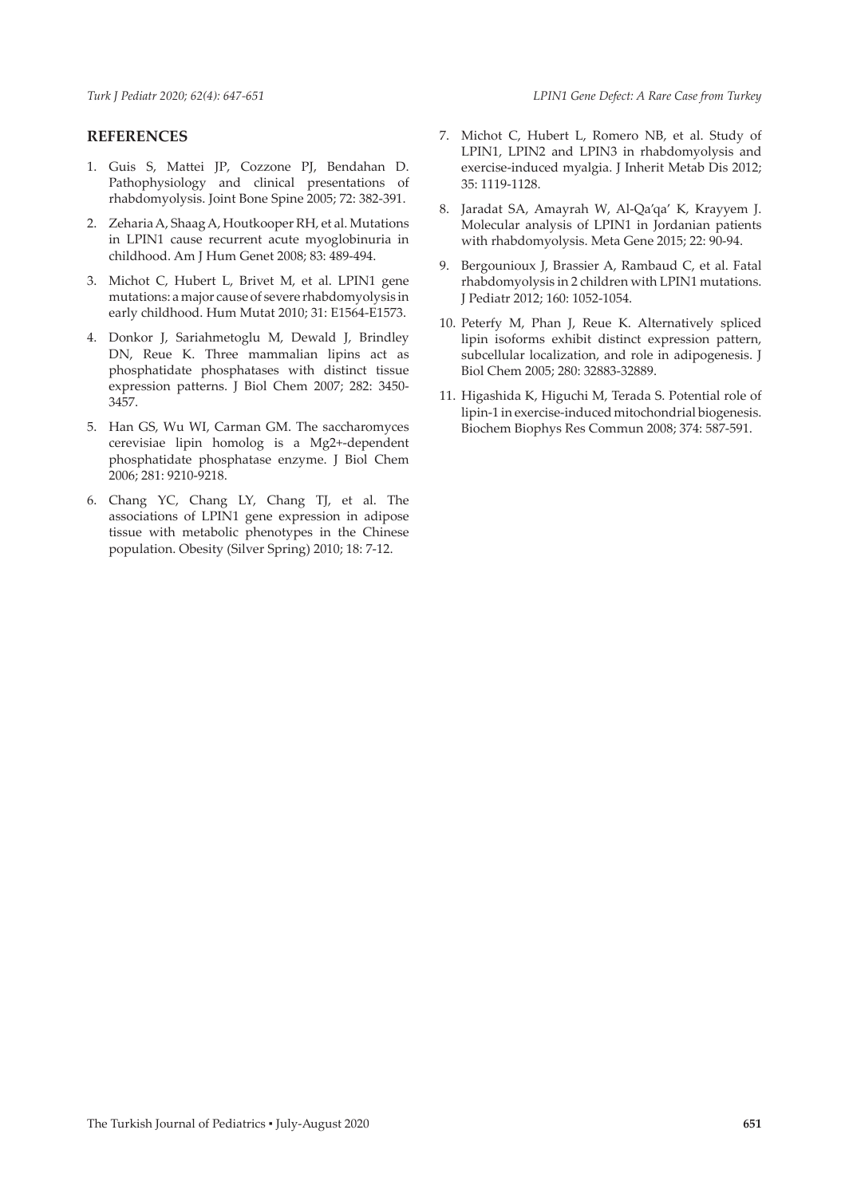## REFERENCES

1. Guis S, Mattei JP, Cozzone PJ, Bendahan D. Pathophysiology and clinical presentations of rhabdomyolysis. Joint Bone Spine 2005; 72: 382-391.
2. Zeharia A, Shaag A, Houtkooper RH, et al. Mutations in LPIN1 cause recurrent acute myoglobinuria in childhood. Am J Hum Genet 2008; 83: 489-494.
3. Michot C, Hubert L, Brivet M, et al. LPIN1 gene mutations: a major cause of severe rhabdomyolysis in early childhood. Hum Mutat 2010; 31: E1564-E1573.
4. Donkor J, Sariahmetoglu M, Dewald J, Brindley DN, Reue K. Three mammalian lipins act as phosphatidate phosphatases with distinct tissue expression patterns. J Biol Chem 2007; 282: 3450-3457.
5. Han GS, Wu WI, Carman GM. The saccharomyces cerevisiae lipin homolog is a Mg2+-dependent phosphatidate phosphatase enzyme. J Biol Chem 2006; 281: 9210-9218.
6. Chang YC, Chang LY, Chang TJ, et al. The associations of LPIN1 gene expression in adipose tissue with metabolic phenotypes in the Chinese population. Obesity (Silver Spring) 2010; 18: 7-12.
7. Michot C, Hubert L, Romero NB, et al. Study of LPIN1, LPIN2 and LPIN3 in rhabdomyolysis and exercise-induced myalgia. J Inherit Metab Dis 2012; 35: 1119-1128.
8. Jaradat SA, Amayrah W, Al-Qa'qa' K, Krayyem J. Molecular analysis of LPIN1 in Jordanian patients with rhabdomyolysis. Meta Gene 2015; 22: 90-94.
9. Bergounioux J, Brassier A, Rambaud C, et al. Fatal rhabdomyolysis in 2 children with LPIN1 mutations. J Pediatr 2012; 160: 1052-1054.
10. Peterfy M, Phan J, Reue K. Alternatively spliced lipin isoforms exhibit distinct expression pattern, subcellular localization, and role in adipogenesis. J Biol Chem 2005; 280: 32883-32889.
11. Higashida K, Higuchi M, Terada S. Potential role of lipin-1 in exercise-induced mitochondrial biogenesis. Biochem Biophys Res Commun 2008; 374: 587-591.